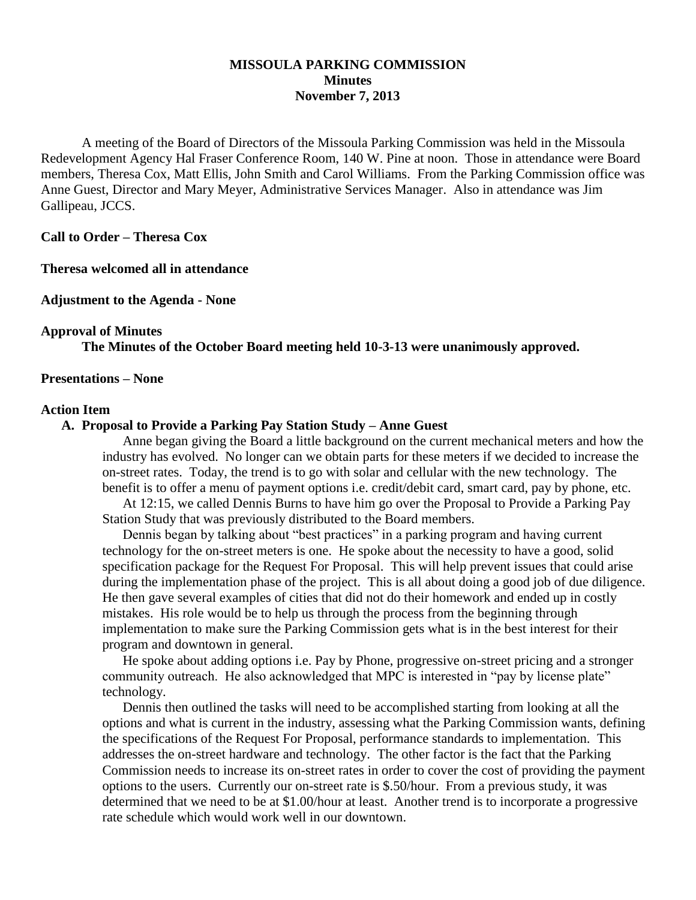# MISSOULA PARKING COMMISSION
## Minutes
## November 7, 2013

A meeting of the Board of Directors of the Missoula Parking Commission was held in the Missoula Redevelopment Agency Hal Fraser Conference Room, 140 W. Pine at noon. Those in attendance were Board members, Theresa Cox, Matt Ellis, John Smith and Carol Williams. From the Parking Commission office was Anne Guest, Director and Mary Meyer, Administrative Services Manager. Also in attendance was Jim Gallipeau, JCCS.

**Call to Order – Theresa Cox**

**Theresa welcomed all in attendance**

**Adjustment to the Agenda - None**

**Approval of Minutes**

**The Minutes of the October Board meeting held 10-3-13 were unanimously approved.**

**Presentations – None**

**Action Item**

**A. Proposal to Provide a Parking Pay Station Study – Anne Guest**

Anne began giving the Board a little background on the current mechanical meters and how the industry has evolved. No longer can we obtain parts for these meters if we decided to increase the on-street rates. Today, the trend is to go with solar and cellular with the new technology. The benefit is to offer a menu of payment options i.e. credit/debit card, smart card, pay by phone, etc.

At 12:15, we called Dennis Burns to have him go over the Proposal to Provide a Parking Pay Station Study that was previously distributed to the Board members.

Dennis began by talking about "best practices" in a parking program and having current technology for the on-street meters is one. He spoke about the necessity to have a good, solid specification package for the Request For Proposal. This will help prevent issues that could arise during the implementation phase of the project. This is all about doing a good job of due diligence. He then gave several examples of cities that did not do their homework and ended up in costly mistakes. His role would be to help us through the process from the beginning through implementation to make sure the Parking Commission gets what is in the best interest for their program and downtown in general.

He spoke about adding options i.e. Pay by Phone, progressive on-street pricing and a stronger community outreach. He also acknowledged that MPC is interested in "pay by license plate" technology.

Dennis then outlined the tasks will need to be accomplished starting from looking at all the options and what is current in the industry, assessing what the Parking Commission wants, defining the specifications of the Request For Proposal, performance standards to implementation. This addresses the on-street hardware and technology. The other factor is the fact that the Parking Commission needs to increase its on-street rates in order to cover the cost of providing the payment options to the users. Currently our on-street rate is $.50/hour. From a previous study, it was determined that we need to be at $1.00/hour at least. Another trend is to incorporate a progressive rate schedule which would work well in our downtown.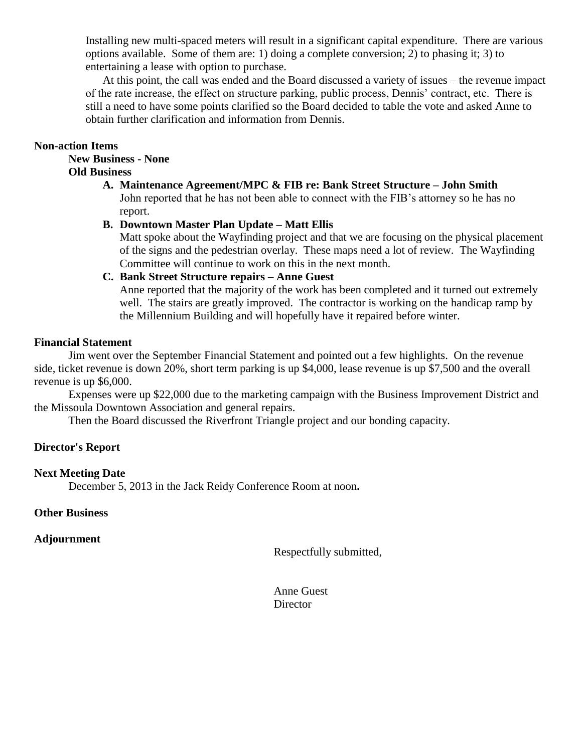Installing new multi-spaced meters will result in a significant capital expenditure. There are various options available. Some of them are: 1) doing a complete conversion; 2) to phasing it; 3) to entertaining a lease with option to purchase.

At this point, the call was ended and the Board discussed a variety of issues – the revenue impact of the rate increase, the effect on structure parking, public process, Dennis' contract, etc. There is still a need to have some points clarified so the Board decided to table the vote and asked Anne to obtain further clarification and information from Dennis.

**Non-action Items**

**New Business - None**

**Old Business**

**A. Maintenance Agreement/MPC & FIB re: Bank Street Structure – John Smith**
John reported that he has not been able to connect with the FIB's attorney so he has no report.

**B. Downtown Master Plan Update – Matt Ellis**
Matt spoke about the Wayfinding project and that we are focusing on the physical placement of the signs and the pedestrian overlay. These maps need a lot of review. The Wayfinding Committee will continue to work on this in the next month.

**C. Bank Street Structure repairs – Anne Guest**
Anne reported that the majority of the work has been completed and it turned out extremely well. The stairs are greatly improved. The contractor is working on the handicap ramp by the Millennium Building and will hopefully have it repaired before winter.

**Financial Statement**

Jim went over the September Financial Statement and pointed out a few highlights. On the revenue side, ticket revenue is down 20%, short term parking is up $4,000, lease revenue is up $7,500 and the overall revenue is up $6,000.

Expenses were up $22,000 due to the marketing campaign with the Business Improvement District and the Missoula Downtown Association and general repairs.

Then the Board discussed the Riverfront Triangle project and our bonding capacity.

**Director's Report**

**Next Meeting Date**

December 5, 2013 in the Jack Reidy Conference Room at noon**.**

**Other Business**

**Adjournment**

Respectfully submitted,

Anne Guest
Director